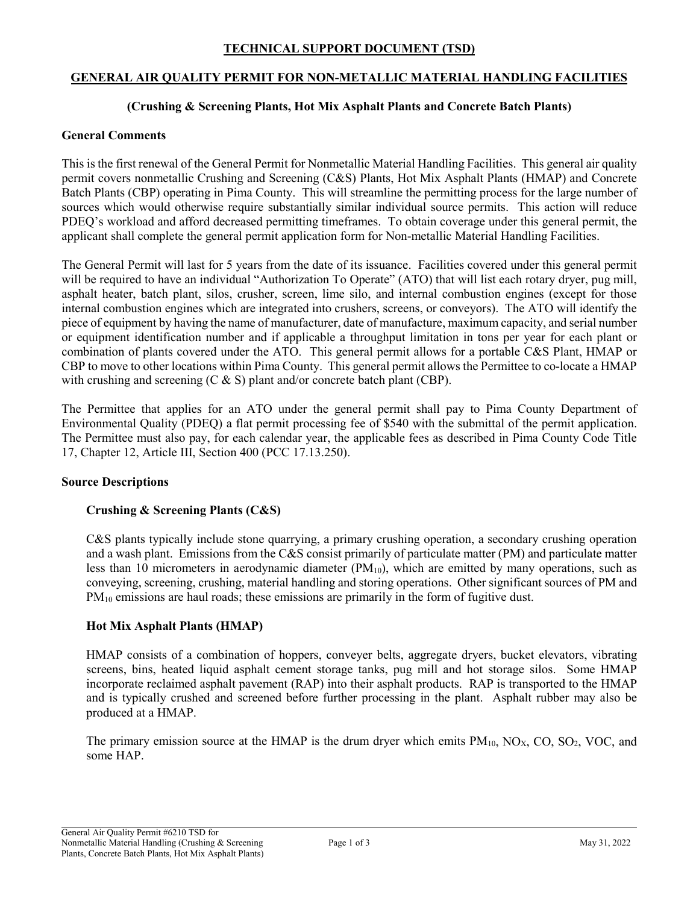# TECHNICAL SUPPORT DOCUMENT (TSD)

## GENERAL AIR QUALITY PERMIT FOR NON-METALLIC MATERIAL HANDLING FACILITIES

### (Crushing & Screening Plants, Hot Mix Asphalt Plants and Concrete Batch Plants)

### General Comments

This is the first renewal of the General Permit for Nonmetallic Material Handling Facilities. This general air quality permit covers nonmetallic Crushing and Screening (C&S) Plants, Hot Mix Asphalt Plants (HMAP) and Concrete Batch Plants (CBP) operating in Pima County. This will streamline the permitting process for the large number of sources which would otherwise require substantially similar individual source permits. This action will reduce PDEQ's workload and afford decreased permitting timeframes. To obtain coverage under this general permit, the applicant shall complete the general permit application form for Non-metallic Material Handling Facilities.

The General Permit will last for 5 years from the date of its issuance. Facilities covered under this general permit will be required to have an individual "Authorization To Operate" (ATO) that will list each rotary dryer, pug mill, asphalt heater, batch plant, silos, crusher, screen, lime silo, and internal combustion engines (except for those internal combustion engines which are integrated into crushers, screens, or conveyors). The ATO will identify the piece of equipment by having the name of manufacturer, date of manufacture, maximum capacity, and serial number or equipment identification number and if applicable a throughput limitation in tons per year for each plant or combination of plants covered under the ATO. This general permit allows for a portable C&S Plant, HMAP or CBP to move to other locations within Pima County. This general permit allows the Permittee to co-locate a HMAP with crushing and screening (C & S) plant and/or concrete batch plant (CBP).

The Permittee that applies for an ATO under the general permit shall pay to Pima County Department of Environmental Quality (PDEQ) a flat permit processing fee of $540 with the submittal of the permit application. The Permittee must also pay, for each calendar year, the applicable fees as described in Pima County Code Title 17, Chapter 12, Article III, Section 400 (PCC 17.13.250).

### Source Descriptions

#### Crushing & Screening Plants (C&S)

C&S plants typically include stone quarrying, a primary crushing operation, a secondary crushing operation and a wash plant. Emissions from the C&S consist primarily of particulate matter (PM) and particulate matter less than 10 micrometers in aerodynamic diameter ($PM_{10}$), which are emitted by many operations, such as conveying, screening, crushing, material handling and storing operations. Other significant sources of PM and $PM_{10}$ emissions are haul roads; these emissions are primarily in the form of fugitive dust.

#### Hot Mix Asphalt Plants (HMAP)

HMAP consists of a combination of hoppers, conveyer belts, aggregate dryers, bucket elevators, vibrating screens, bins, heated liquid asphalt cement storage tanks, pug mill and hot storage silos. Some HMAP incorporate reclaimed asphalt pavement (RAP) into their asphalt products. RAP is transported to the HMAP and is typically crushed and screened before further processing in the plant. Asphalt rubber may also be produced at a HMAP.

The primary emission source at the HMAP is the drum dryer which emits $PM_{10}$, $NO_X$, CO, $SO_2$, VOC, and some HAP.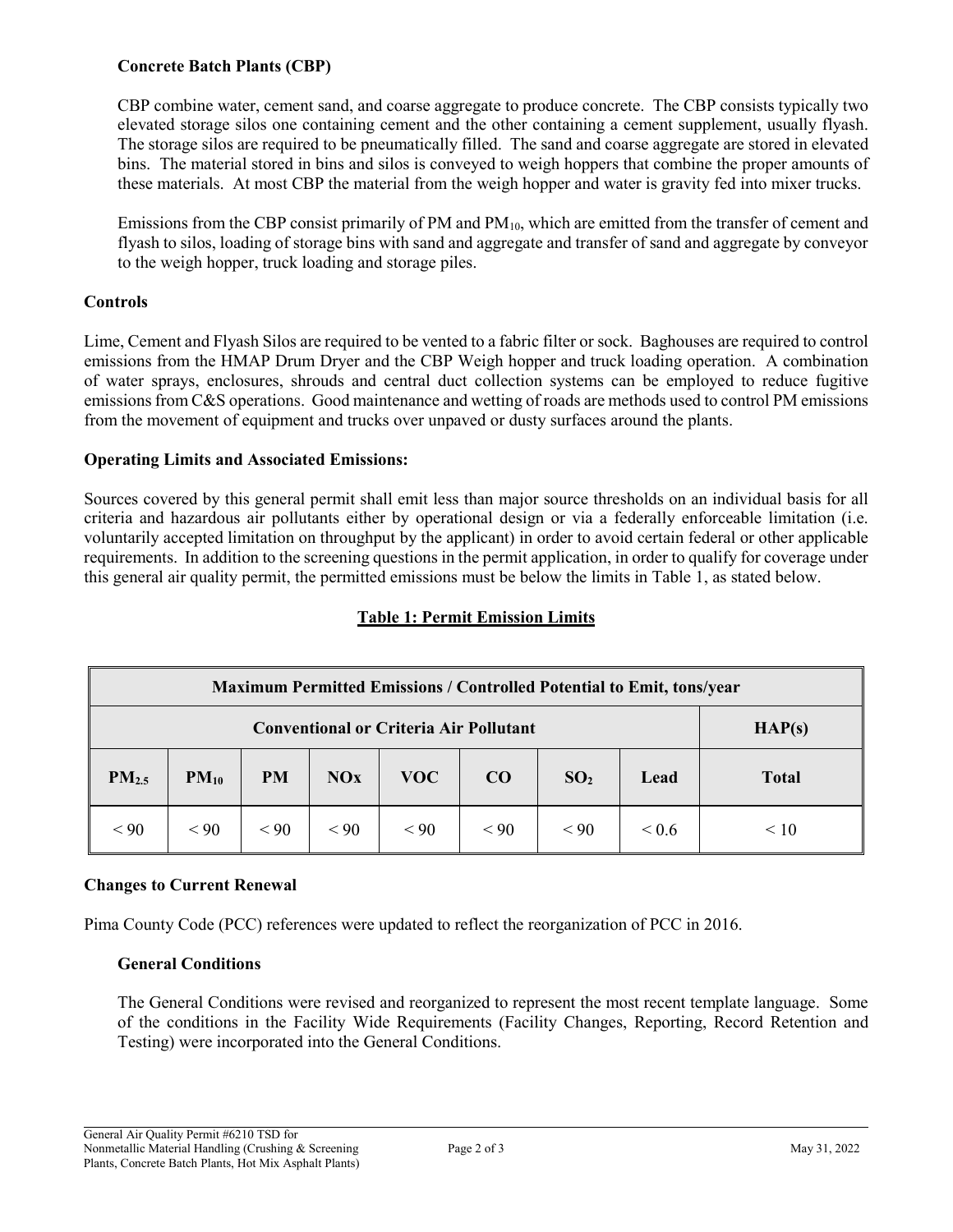### Concrete Batch Plants (CBP)

CBP combine water, cement sand, and coarse aggregate to produce concrete. The CBP consists typically two elevated storage silos one containing cement and the other containing a cement supplement, usually flyash. The storage silos are required to be pneumatically filled. The sand and coarse aggregate are stored in elevated bins. The material stored in bins and silos is conveyed to weigh hoppers that combine the proper amounts of these materials. At most CBP the material from the weigh hopper and water is gravity fed into mixer trucks.

Emissions from the CBP consist primarily of PM and $PM_{10}$, which are emitted from the transfer of cement and flyash to silos, loading of storage bins with sand and aggregate and transfer of sand and aggregate by conveyor to the weigh hopper, truck loading and storage piles.

### Controls

Lime, Cement and Flyash Silos are required to be vented to a fabric filter or sock. Baghouses are required to control emissions from the HMAP Drum Dryer and the CBP Weigh hopper and truck loading operation. A combination of water sprays, enclosures, shrouds and central duct collection systems can be employed to reduce fugitive emissions from C&S operations. Good maintenance and wetting of roads are methods used to control PM emissions from the movement of equipment and trucks over unpaved or dusty surfaces around the plants.

### Operating Limits and Associated Emissions:

Sources covered by this general permit shall emit less than major source thresholds on an individual basis for all criteria and hazardous air pollutants either by operational design or via a federally enforceable limitation (i.e. voluntarily accepted limitation on throughput by the applicant) in order to avoid certain federal or other applicable requirements. In addition to the screening questions in the permit application, in order to qualify for coverage under this general air quality permit, the permitted emissions must be below the limits in Table 1, as stated below.

**Table 1: Permit Emission Limits**

| Maximum Permitted Emissions / Controlled Potential to Emit, tons/year | | | | | | | | |
|---|---|---|---|---|---|---|---|---|
| Conventional or Criteria Air Pollutant | | | | | | | | HAP(s) |
| $PM_{2.5}$ | $PM_{10}$ | PM | NOx | VOC | CO | $SO_2$ | Lead | Total |
| < 90 | < 90 | < 90 | < 90 | < 90 | < 90 | < 90 | < 0.6 | < 10 |

### Changes to Current Renewal

Pima County Code (PCC) references were updated to reflect the reorganization of PCC in 2016.

#### General Conditions

The General Conditions were revised and reorganized to represent the most recent template language. Some of the conditions in the Facility Wide Requirements (Facility Changes, Reporting, Record Retention and Testing) were incorporated into the General Conditions.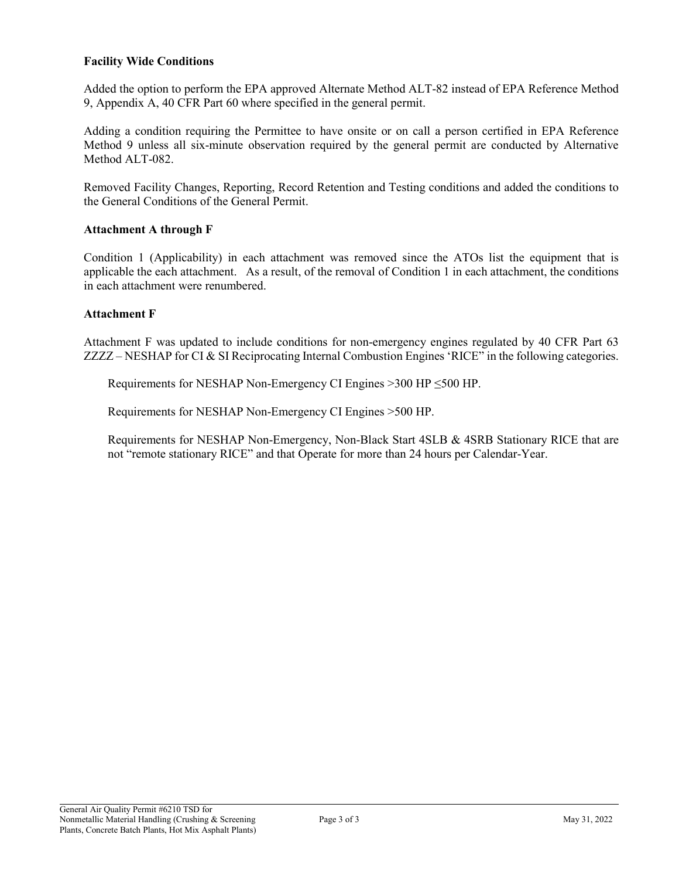**Facility Wide Conditions**

Added the option to perform the EPA approved Alternate Method ALT-82 instead of EPA Reference Method 9, Appendix A, 40 CFR Part 60 where specified in the general permit.

Adding a condition requiring the Permittee to have onsite or on call a person certified in EPA Reference Method 9 unless all six-minute observation required by the general permit are conducted by Alternative Method ALT-082.

Removed Facility Changes, Reporting, Record Retention and Testing conditions and added the conditions to the General Conditions of the General Permit.

**Attachment A through F**

Condition 1 (Applicability) in each attachment was removed since the ATOs list the equipment that is applicable the each attachment. As a result, of the removal of Condition 1 in each attachment, the conditions in each attachment were renumbered.

**Attachment F**

Attachment F was updated to include conditions for non-emergency engines regulated by 40 CFR Part 63 ZZZZ – NESHAP for CI & SI Reciprocating Internal Combustion Engines 'RICE" in the following categories.

Requirements for NESHAP Non-Emergency CI Engines >300 HP ≤500 HP.

Requirements for NESHAP Non-Emergency CI Engines >500 HP.

Requirements for NESHAP Non-Emergency, Non-Black Start 4SLB & 4SRB Stationary RICE that are not "remote stationary RICE" and that Operate for more than 24 hours per Calendar-Year.